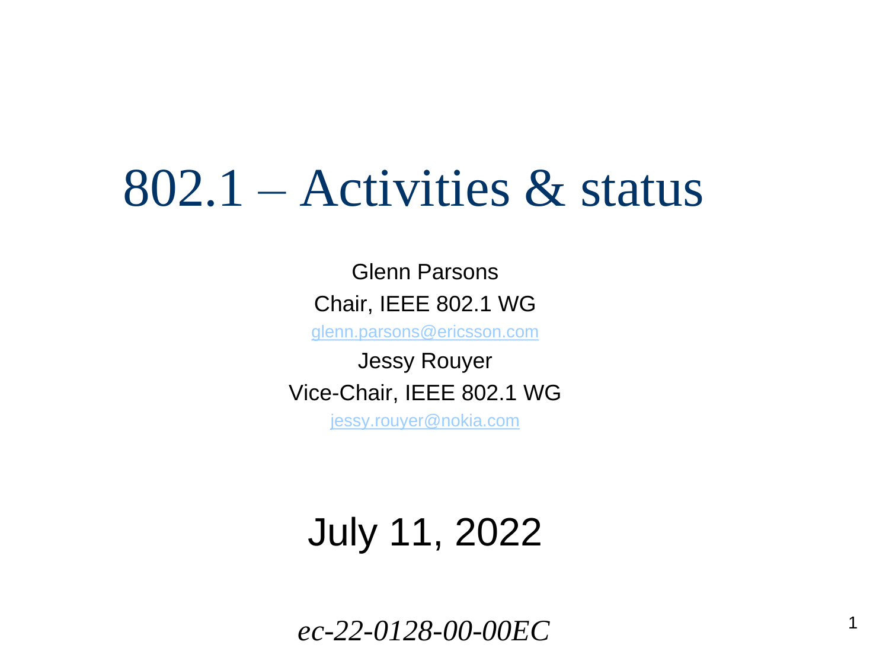# 802.1 – Activities & status

Glenn Parsons

Chair, IEEE 802.1 WG

glenn.parsons@ericsson.com

Jessy Rouyer

Vice-Chair, IEEE 802.1 WG

jessy.rouyer@nokia.com

July 11, 2022

*ec-22-0128-00-00EC*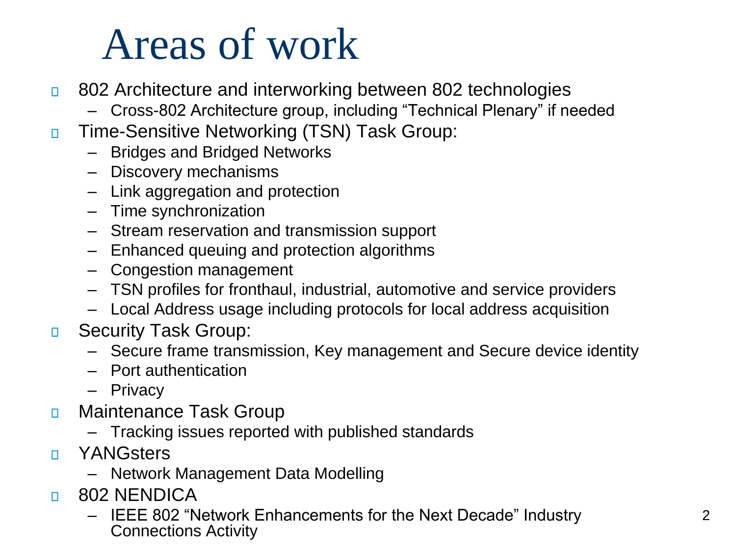# Areas of work

- 802 Architecture and interworking between 802 technologies
  - Cross-802 Architecture group, including “Technical Plenary” if needed
- Time-Sensitive Networking (TSN) Task Group:
  - Bridges and Bridged Networks
  - Discovery mechanisms
  - Link aggregation and protection
  - Time synchronization
  - Stream reservation and transmission support
  - Enhanced queuing and protection algorithms
  - Congestion management
  - TSN profiles for fronthaul, industrial, automotive and service providers
  - Local Address usage including protocols for local address acquisition
- Security Task Group:
  - Secure frame transmission, Key management and Secure device identity
  - Port authentication
  - Privacy
- Maintenance Task Group
  - Tracking issues reported with published standards
- YANGsters
  - Network Management Data Modelling
- 802 NENDICA
  - IEEE 802 “Network Enhancements for the Next Decade” Industry Connections Activity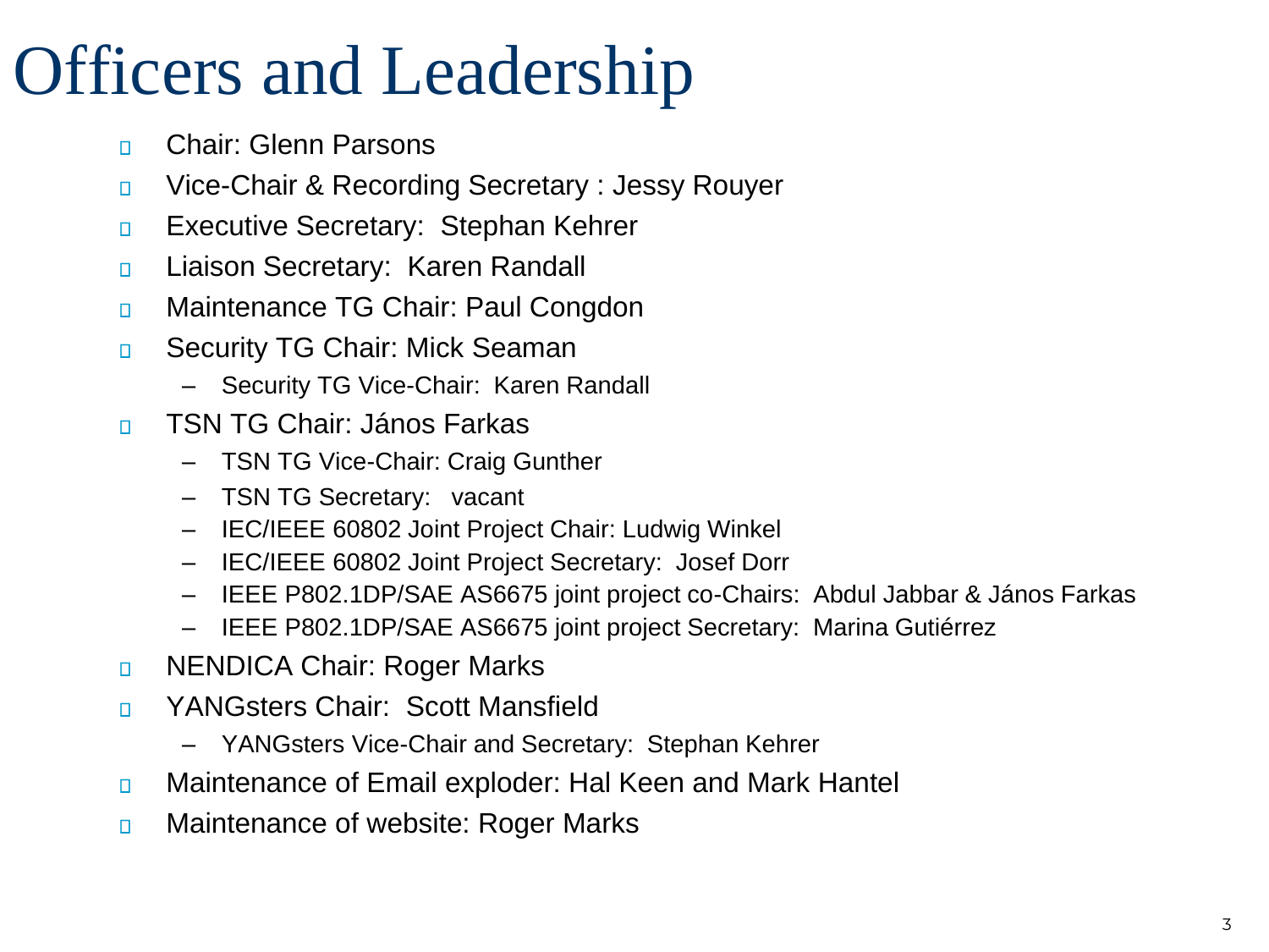# Officers and Leadership

- Chair: Glenn Parsons
- Vice-Chair & Recording Secretary : Jessy Rouyer
- Executive Secretary: Stephan Kehrer
- Liaison Secretary: Karen Randall
- Maintenance TG Chair: Paul Congdon
- Security TG Chair: Mick Seaman
  - Security TG Vice-Chair: Karen Randall
- TSN TG Chair: János Farkas
  - TSN TG Vice-Chair: Craig Gunther
  - TSN TG Secretary: vacant
  - IEC/IEEE 60802 Joint Project Chair: Ludwig Winkel
  - IEC/IEEE 60802 Joint Project Secretary: Josef Dorr
  - IEEE P802.1DP/SAE AS6675 joint project co-Chairs: Abdul Jabbar & János Farkas
  - IEEE P802.1DP/SAE AS6675 joint project Secretary: Marina Gutiérrez
- NENDICA Chair: Roger Marks
- YANGsters Chair: Scott Mansfield
  - YANGsters Vice-Chair and Secretary: Stephan Kehrer
- Maintenance of Email exploder: Hal Keen and Mark Hantel
- Maintenance of website: Roger Marks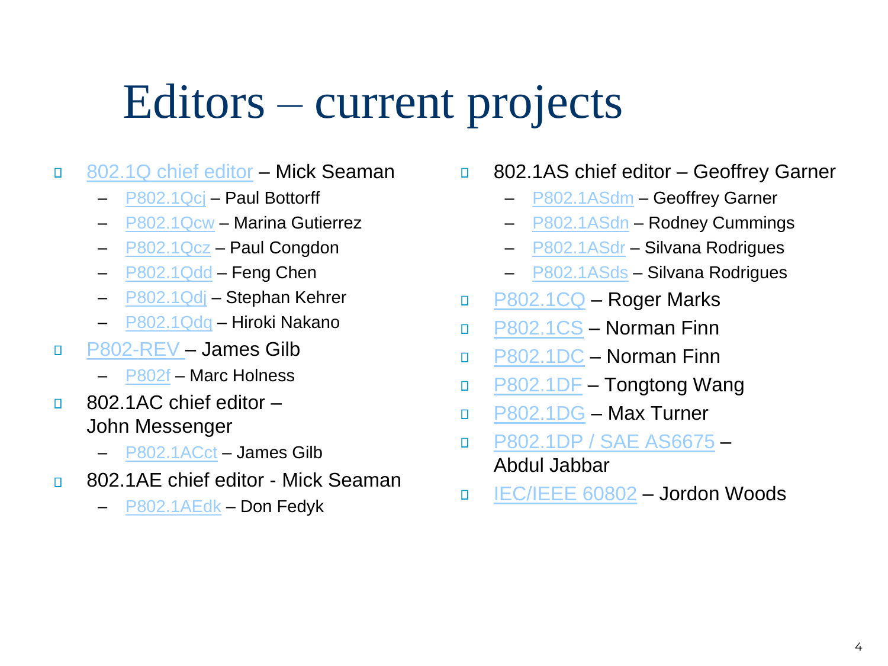# Editors – current projects

- 802.1Q chief editor – Mick Seaman
  - P802.1Qcj – Paul Bottorff
  - P802.1Qcw – Marina Gutierrez
  - P802.1Qcz – Paul Congdon
  - P802.1Qdd – Feng Chen
  - P802.1Qdj – Stephan Kehrer
  - P802.1Qdq – Hiroki Nakano
- P802-REV – James Gilb
  - P802f – Marc Holness
- 802.1AC chief editor – John Messenger
  - P802.1ACct – James Gilb
- 802.1AE chief editor - Mick Seaman
  - P802.1AEdk – Don Fedyk
- 802.1AS chief editor – Geoffrey Garner
  - P802.1ASdm – Geoffrey Garner
  - P802.1ASdn – Rodney Cummings
  - P802.1ASdr – Silvana Rodrigues
  - P802.1ASds – Silvana Rodrigues
- P802.1CQ – Roger Marks
- P802.1CS – Norman Finn
- P802.1DC – Norman Finn
- P802.1DF – Tongtong Wang
- P802.1DG – Max Turner
- P802.1DP / SAE AS6675 – Abdul Jabbar
- IEC/IEEE 60802 – Jordon Woods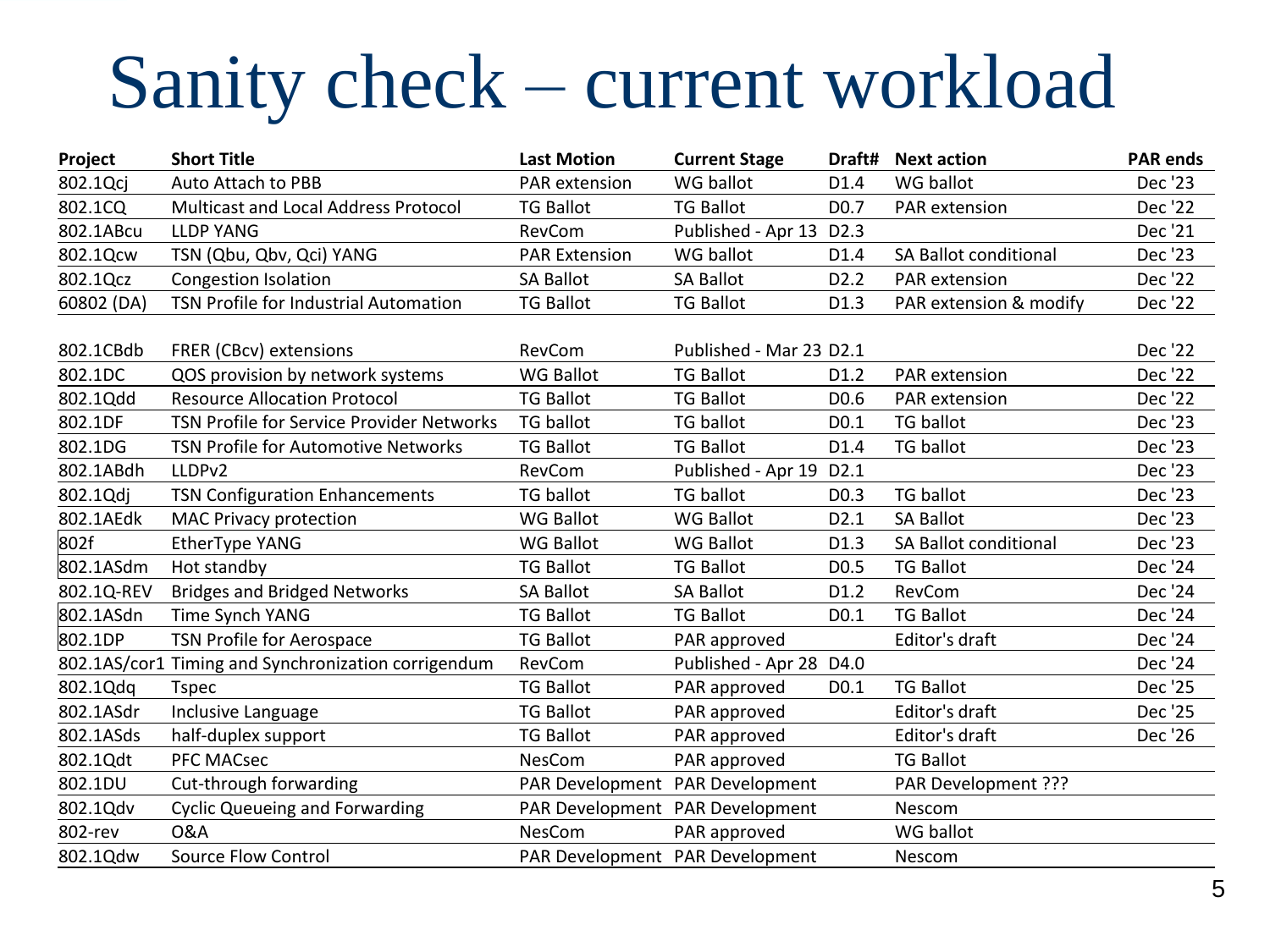# Sanity check – current workload

| Project | Short Title | Last Motion | Current Stage | Draft# | Next action | PAR ends |
|---|---|---|---|---|---|---|
| 802.1Qcj | Auto Attach to PBB | PAR extension | WG ballot | D1.4 | WG ballot | Dec '23 |
| 802.1CQ | Multicast and Local Address Protocol | TG Ballot | TG Ballot | D0.7 | PAR extension | Dec '22 |
| 802.1ABcu | LLDP YANG | RevCom | Published - Apr 13 | D2.3 | | Dec '21 |
| 802.1Qcw | TSN (Qbu, Qbv, Qci) YANG | PAR Extension | WG ballot | D1.4 | SA Ballot conditional | Dec '23 |
| 802.1Qcz | Congestion Isolation | SA Ballot | SA Ballot | D2.2 | PAR extension | Dec '22 |
| 60802 (DA) | TSN Profile for Industrial Automation | TG Ballot | TG Ballot | D1.3 | PAR extension & modify | Dec '22 |
| 802.1CBdb | FRER (CBcv) extensions | RevCom | Published - Mar 23 | D2.1 | | Dec '22 |
| 802.1DC | QOS provision by network systems | WG Ballot | TG Ballot | D1.2 | PAR extension | Dec '22 |
| 802.1Qdd | Resource Allocation Protocol | TG Ballot | TG Ballot | D0.6 | PAR extension | Dec '22 |
| 802.1DF | TSN Profile for Service Provider Networks | TG ballot | TG ballot | D0.1 | TG ballot | Dec '23 |
| 802.1DG | TSN Profile for Automotive Networks | TG Ballot | TG Ballot | D1.4 | TG ballot | Dec '23 |
| 802.1ABdh | LLDPv2 | RevCom | Published - Apr 19 | D2.1 | | Dec '23 |
| 802.1Qdj | TSN Configuration Enhancements | TG ballot | TG ballot | D0.3 | TG ballot | Dec '23 |
| 802.1AEdk | MAC Privacy protection | WG Ballot | WG Ballot | D2.1 | SA Ballot | Dec '23 |
| 802f | EtherType YANG | WG Ballot | WG Ballot | D1.3 | SA Ballot conditional | Dec '23 |
| 802.1ASdm | Hot standby | TG Ballot | TG Ballot | D0.5 | TG Ballot | Dec '24 |
| 802.1Q-REV | Bridges and Bridged Networks | SA Ballot | SA Ballot | D1.2 | RevCom | Dec '24 |
| 802.1ASdn | Time Synch YANG | TG Ballot | TG Ballot | D0.1 | TG Ballot | Dec '24 |
| 802.1DP | TSN Profile for Aerospace | TG Ballot | PAR approved | | Editor's draft | Dec '24 |
| 802.1AS/cor1 | Timing and Synchronization corrigendum | RevCom | Published - Apr 28 | D4.0 | | Dec '24 |
| 802.1Qdq | Tspec | TG Ballot | PAR approved | D0.1 | TG Ballot | Dec '25 |
| 802.1ASdr | Inclusive Language | TG Ballot | PAR approved | | Editor's draft | Dec '25 |
| 802.1ASds | half-duplex support | TG Ballot | PAR approved | | Editor's draft | Dec '26 |
| 802.1Qdt | PFC MACsec | NesCom | PAR approved | | TG Ballot | |
| 802.1DU | Cut-through forwarding | PAR Development | PAR Development | | PAR Development ??? | |
| 802.1Qdv | Cyclic Queueing and Forwarding | PAR Development | PAR Development | | Nescom | |
| 802-rev | O&A | NesCom | PAR approved | | WG ballot | |
| 802.1Qdw | Source Flow Control | PAR Development | PAR Development | | Nescom | |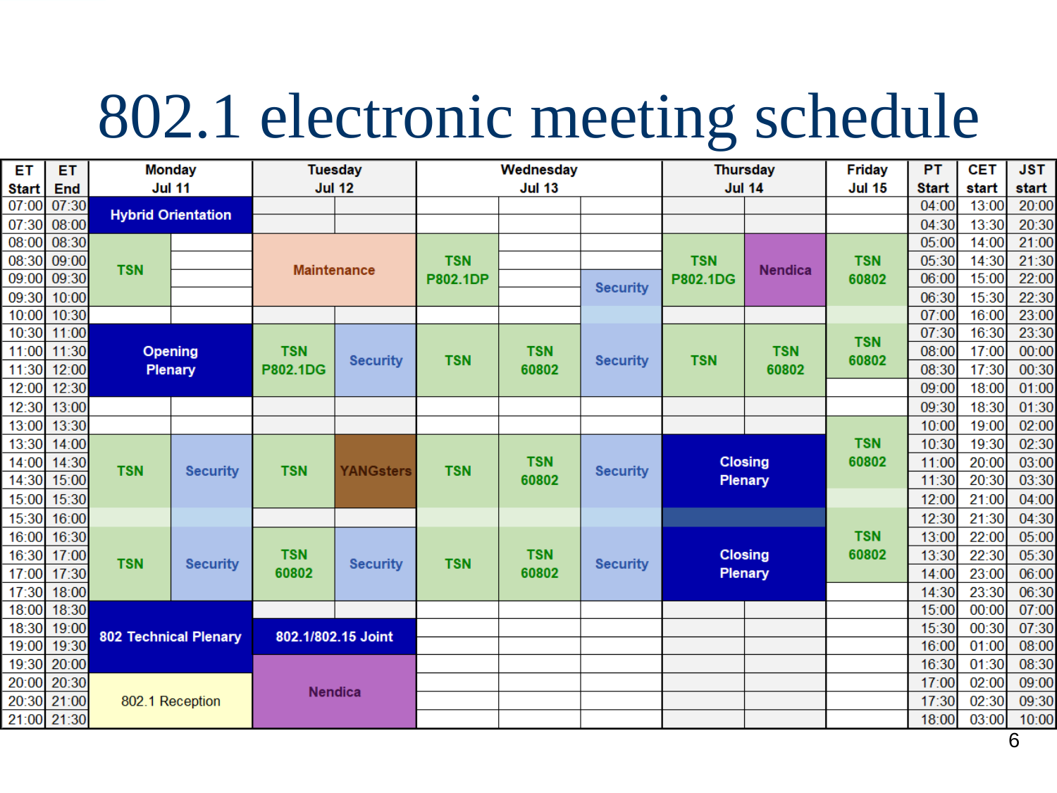# 802.1 electronic meeting schedule

| ET Start | ET End | Monday Jul 11 | | Tuesday Jul 12 | | Wednesday Jul 13 | | | Thursday Jul 14 | | Friday Jul 15 | PT Start | CET start | JST start |
|---|---|---|---|---|---|---|---|---|---|---|---|---|---|---|
| 07:00 | 07:30 | Hybrid Orientation | | | | | | | | | | 04:00 | 13:00 | 20:00 |
| 07:30 | 08:00 | | | | | | | | | | | 04:30 | 13:30 | 20:30 |
| 08:00 | 08:30 | TSN | | Maintenance | | TSN P802.1DP | | | TSN P802.1DG | Nendica | TSN 60802 | 05:00 | 14:00 | 21:00 |
| 08:30 | 09:00 | | | | | | | | | | | 05:30 | 14:30 | 21:30 |
| 09:00 | 09:30 | | | | | | | Security | | | | 06:00 | 15:00 | 22:00 |
| 09:30 | 10:00 | | | | | | | | | | | 06:30 | 15:30 | 22:30 |
| 10:00 | 10:30 | | | | | | | | | | | 07:00 | 16:00 | 23:00 |
| 10:30 | 11:00 | Opening Plenary | | TSN P802.1DG | Security | TSN | TSN 60802 | Security | TSN | TSN 60802 | TSN 60802 | 07:30 | 16:30 | 23:30 |
| 11:00 | 11:30 | | | | | | | | | | | 08:00 | 17:00 | 00:00 |
| 11:30 | 12:00 | | | | | | | | | | | 08:30 | 17:30 | 00:30 |
| 12:00 | 12:30 | | | | | | | | | | | 09:00 | 18:00 | 01:00 |
| 12:30 | 13:00 | | | | | | | | | | | 09:30 | 18:30 | 01:30 |
| 13:00 | 13:30 | | | | | | | | | | TSN 60802 | 10:00 | 19:00 | 02:00 |
| 13:30 | 14:00 | TSN | Security | TSN | YANGsters | TSN | TSN 60802 | Security | Closing Plenary | | | 10:30 | 19:30 | 02:30 |
| 14:00 | 14:30 | | | | | | | | | | | 11:00 | 20:00 | 03:00 |
| 14:30 | 15:00 | | | | | | | | | | | 11:30 | 20:30 | 03:30 |
| 15:00 | 15:30 | | | | | | | | | | | 12:00 | 21:00 | 04:00 |
| 15:30 | 16:00 | | | | | | | | | | TSN 60802 | 12:30 | 21:30 | 04:30 |
| 16:00 | 16:30 | TSN | Security | TSN 60802 | Security | TSN | TSN 60802 | Security | Closing Plenary | | | 13:00 | 22:00 | 05:00 |
| 16:30 | 17:00 | | | | | | | | | | | 13:30 | 22:30 | 05:30 |
| 17:00 | 17:30 | | | | | | | | | | | 14:00 | 23:00 | 06:00 |
| 17:30 | 18:00 | | | | | | | | | | | 14:30 | 23:30 | 06:30 |
| 18:00 | 18:30 | 802 Technical Plenary | | | | | | | | | | 15:00 | 00:00 | 07:00 |
| 18:30 | 19:00 | | | 802.1/802.15 Joint | | | | | | | | 15:30 | 00:30 | 07:30 |
| 19:00 | 19:30 | | | | | | | | | | | 16:00 | 01:00 | 08:00 |
| 19:30 | 20:00 | | | Nendica | | | | | | | | 16:30 | 01:30 | 08:30 |
| 20:00 | 20:30 | 802.1 Reception | | | | | | | | | | 17:00 | 02:00 | 09:00 |
| 20:30 | 21:00 | | | | | | | | | | | 17:30 | 02:30 | 09:30 |
| 21:00 | 21:30 | | | | | | | | | | | 18:00 | 03:00 | 10:00 |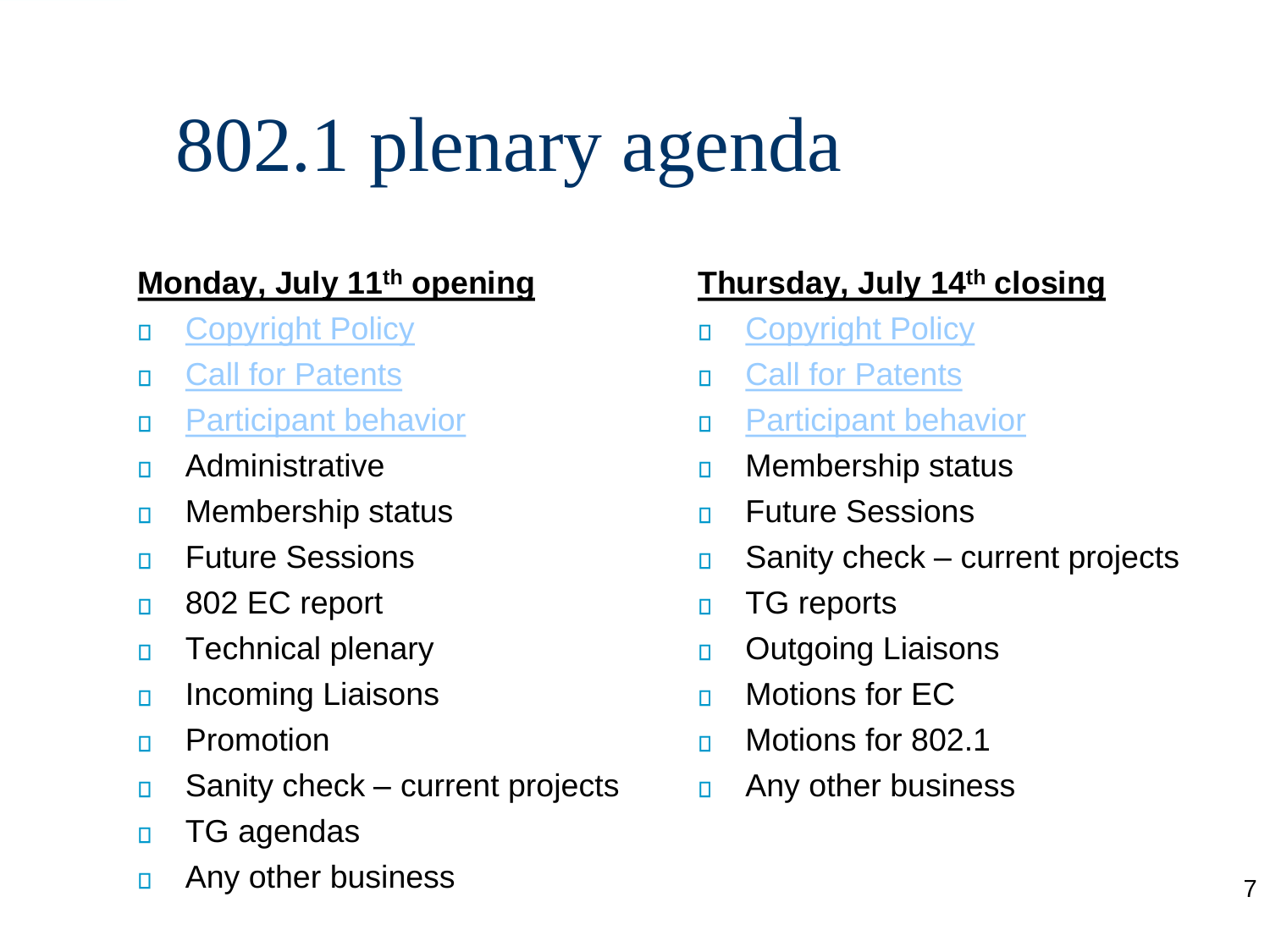# 802.1 plenary agenda

**Monday, July 11th opening**

- Copyright Policy
- Call for Patents
- Participant behavior
- Administrative
- Membership status
- Future Sessions
- 802 EC report
- Technical plenary
- Incoming Liaisons
- Promotion
- Sanity check – current projects
- TG agendas
- Any other business

**Thursday, July 14th closing**

- Copyright Policy
- Call for Patents
- Participant behavior
- Membership status
- Future Sessions
- Sanity check – current projects
- TG reports
- Outgoing Liaisons
- Motions for EC
- Motions for 802.1
- Any other business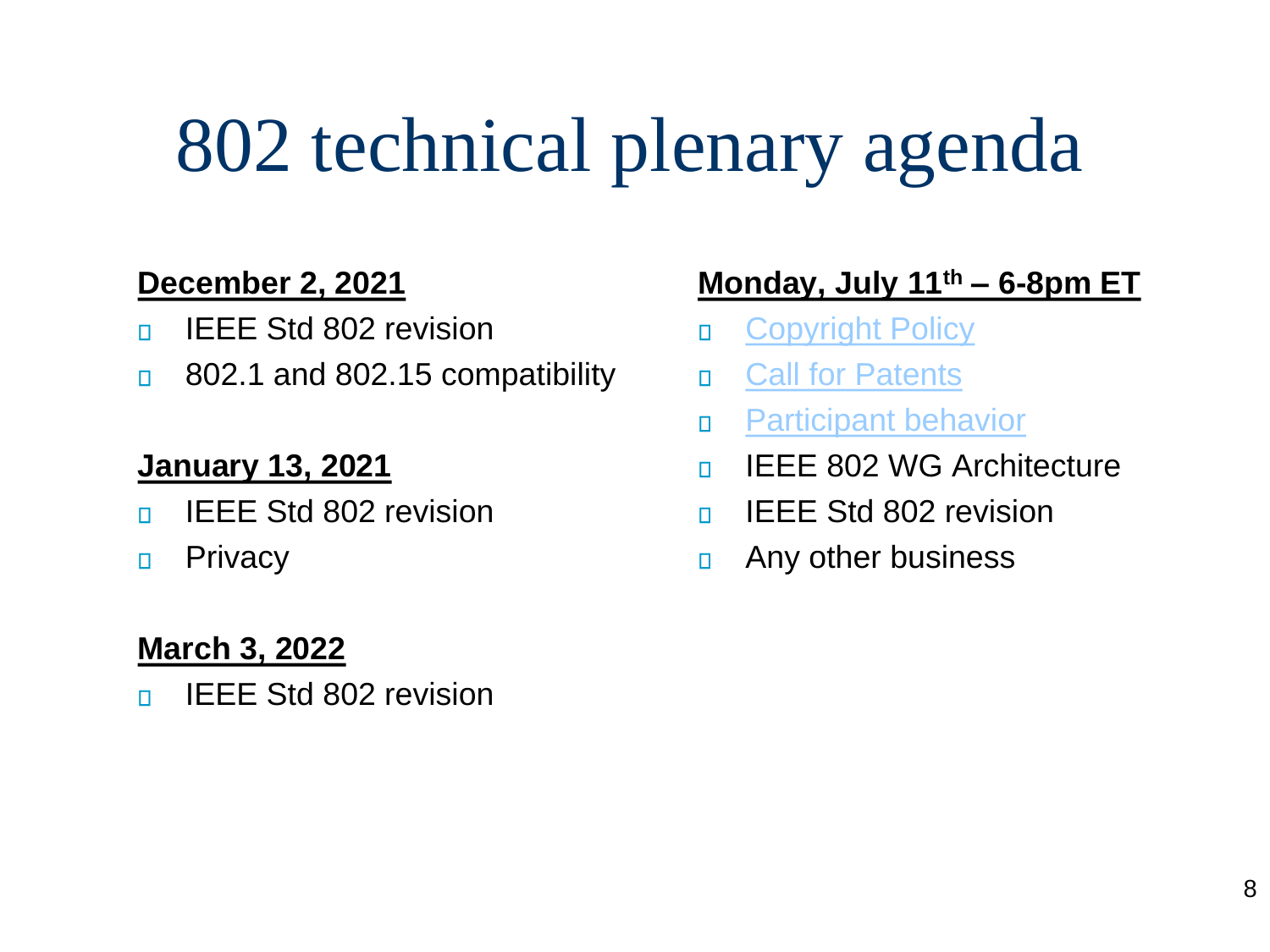# 802 technical plenary agenda

**December 2, 2021**

- IEEE Std 802 revision
- 802.1 and 802.15 compatibility

**January 13, 2021**

- IEEE Std 802 revision
- Privacy

**March 3, 2022**

- IEEE Std 802 revision

**Monday, July 11th – 6-8pm ET**

- Copyright Policy
- Call for Patents
- Participant behavior
- IEEE 802 WG Architecture
- IEEE Std 802 revision
- Any other business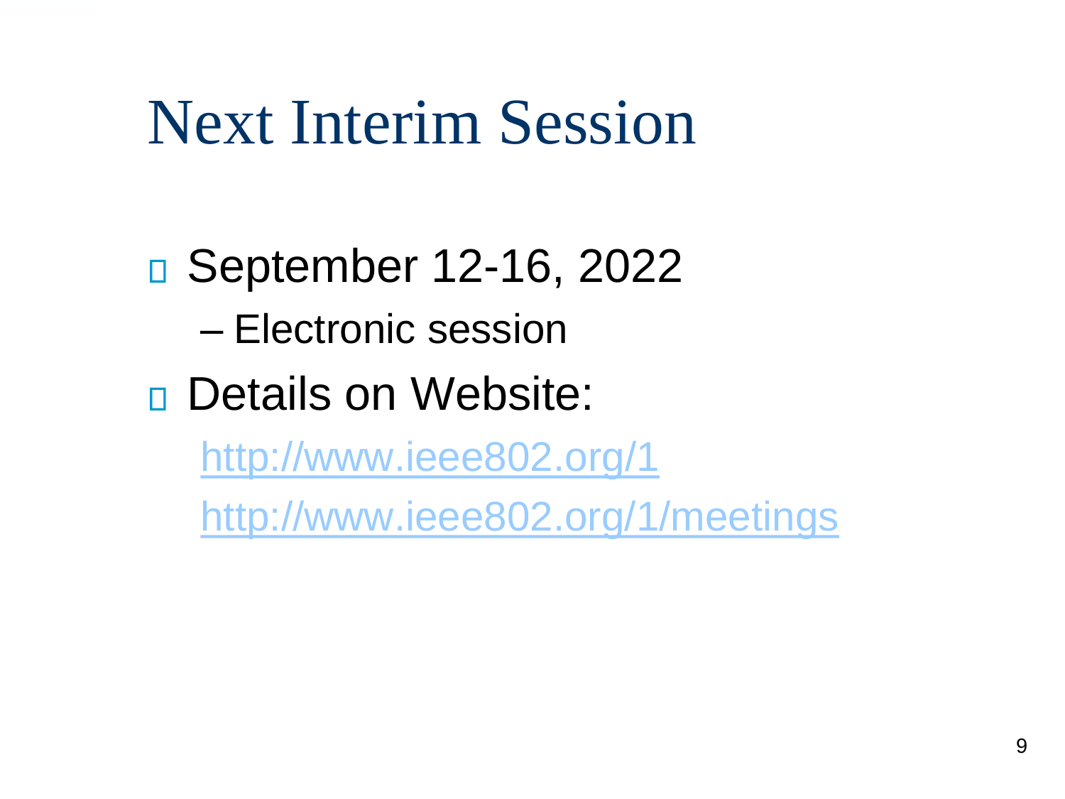# Next Interim Session

- September 12-16, 2022
  - Electronic session
- Details on Website:

  http://www.ieee802.org/1

  http://www.ieee802.org/1/meetings